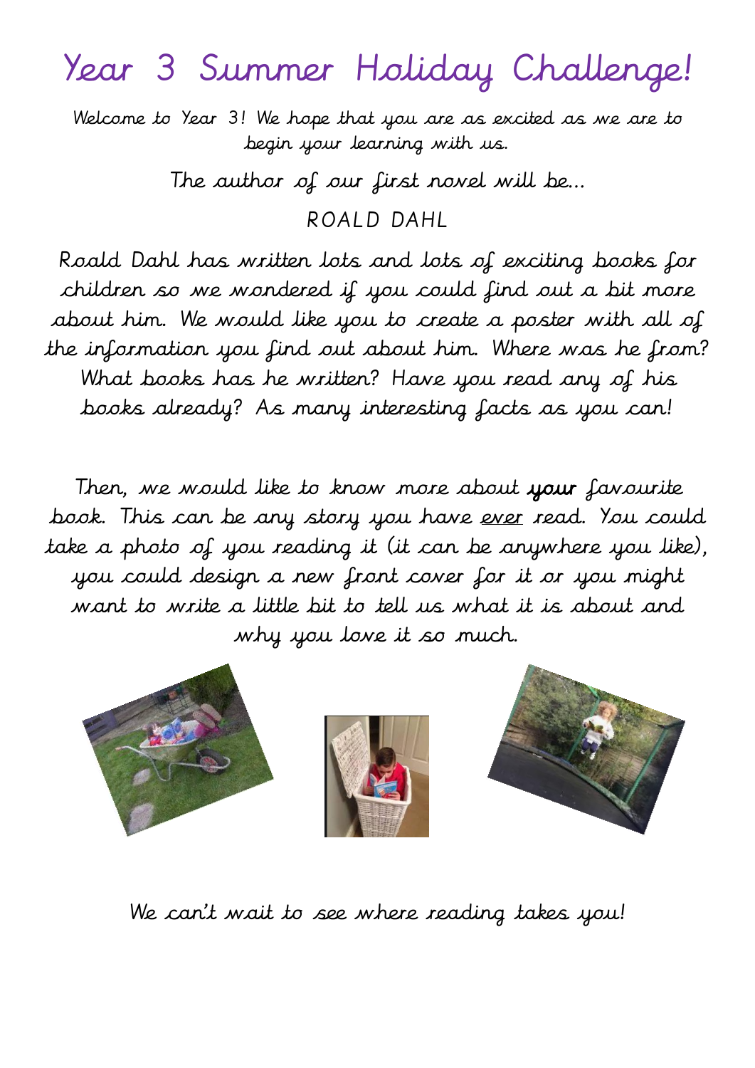# Year 3 Summer Holiday Challenge!

Welcome to Year 3! We hope that you are as excited as we are to begin your learning with us.

The author of our first novel will be...

ROALD DAHL

Roald Dahl has written lots and lots of exciting books for children so we wondered if you could find out a bit more about him. We would like you to create a poster with all of the information you find out about him. Where was he from? What books has he written? Have you read any of his books already? As many interesting facts as you can!

Then, we would like to know more about **your** favourite book. This can be any story you have <u>ever</u> read. You could take a photo of you reading it (it can be anywhere you like), you could design a new front cover for it or you might want to write a little bit to tell us what it is about and why you love it so much.

We can't wait to see where reading takes you!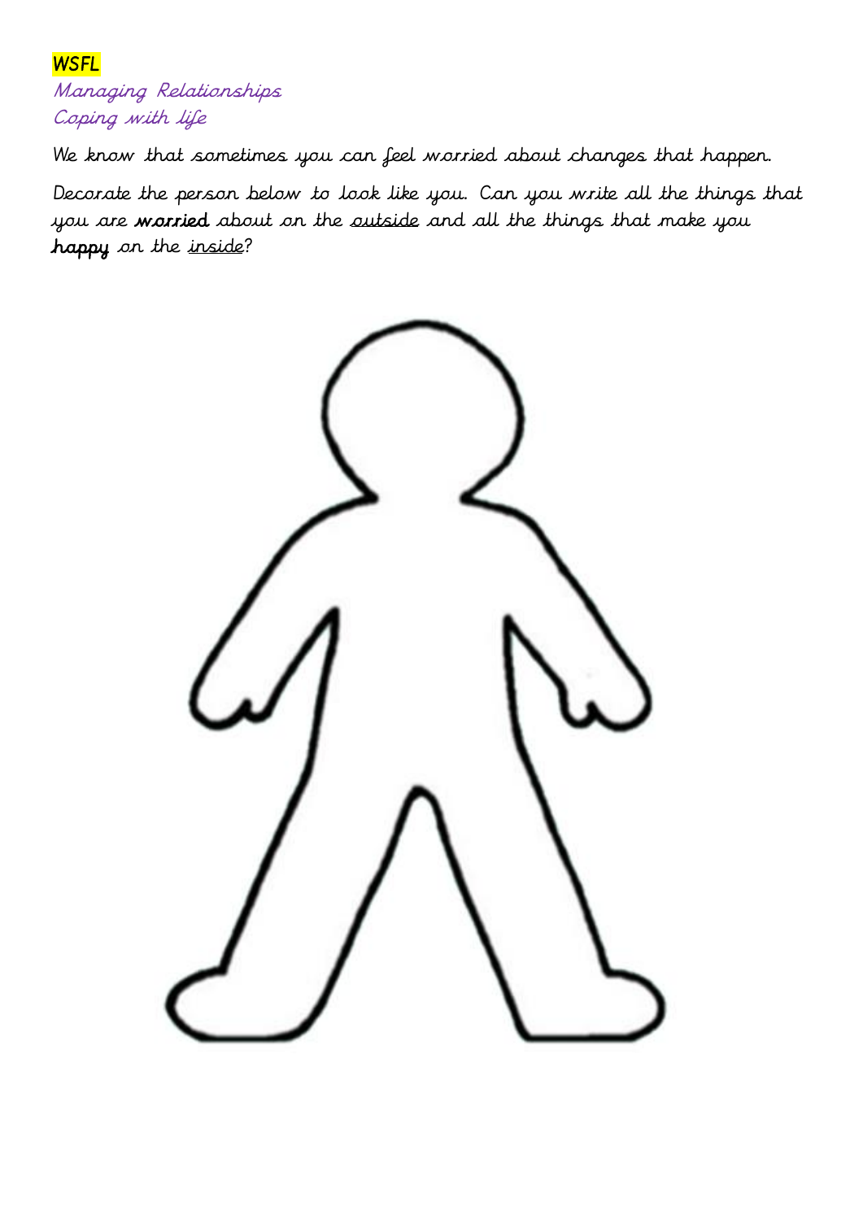WSFL

*Managing Relationships*
*Coping with life*

We know that sometimes you can feel worried about changes that happen.

Decorate the person below to look like you. Can you write all the things that you are **worried** about on the outside and all the things that make you **happy** on the inside?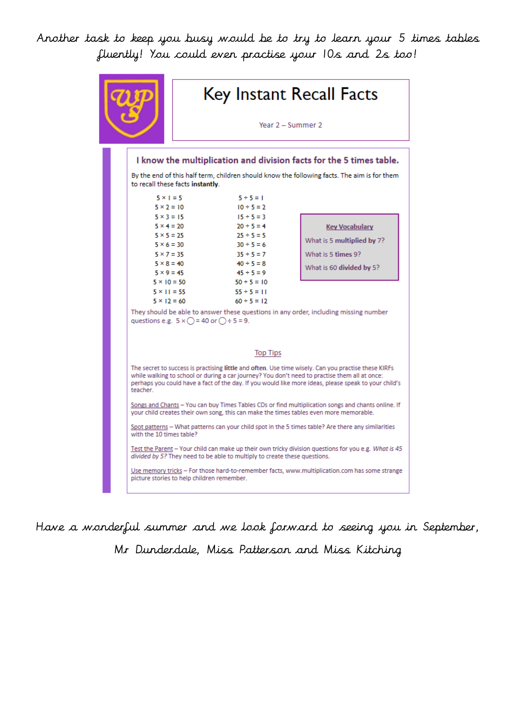Another task to keep you busy would be to try to learn your 5 times tables fluently! You could even practise your 10s and 2s too!

# Key Instant Recall Facts

Year 2 – Summer 2

## I know the multiplication and division facts for the 5 times table.

By the end of this half term, children should know the following facts. The aim is for them to recall these facts **instantly**.

| | |
|---|---|
| 5 × 1 = 5 | 5 ÷ 5 = 1 |
| 5 × 2 = 10 | 10 ÷ 5 = 2 |
| 5 × 3 = 15 | 15 ÷ 5 = 3 |
| 5 × 4 = 20 | 20 ÷ 5 = 4 |
| 5 × 5 = 25 | 25 ÷ 5 = 5 |
| 5 × 6 = 30 | 30 ÷ 5 = 6 |
| 5 × 7 = 35 | 35 ÷ 5 = 7 |
| 5 × 8 = 40 | 40 ÷ 5 = 8 |
| 5 × 9 = 45 | 45 ÷ 5 = 9 |
| 5 × 10 = 50 | 50 ÷ 5 = 10 |
| 5 × 11 = 55 | 55 ÷ 5 = 11 |
| 5 × 12 = 60 | 60 ÷ 5 = 12 |

**Key Vocabulary**

What is 5 **multiplied by** 7?

What is 5 **times** 9?

What is 60 **divided by** 5?

They should be able to answer these questions in any order, including missing number questions e.g. 5 × ◯ = 40 or ◯ ÷ 5 = 9.

### Top Tips

The secret to success is practising **little** and **often**. Use time wisely. Can you practise these KIRFs while walking to school or during a car journey? You don't need to practise them all at once: perhaps you could have a fact of the day. If you would like more ideas, please speak to your child's teacher.

Songs and Chants – You can buy Times Tables CDs or find multiplication songs and chants online. If your child creates their own song, this can make the times tables even more memorable.

Spot patterns – What patterns can your child spot in the 5 times table? Are there any similarities with the 10 times table?

Test the Parent – Your child can make up their own tricky division questions for you e.g. *What is 45 divided by 5?* They need to be able to multiply to create these questions.

Use memory tricks – For those hard-to-remember facts, www.multiplication.com has some strange picture stories to help children remember.

Have a wonderful summer and we look forward to seeing you in September,

Mr Dunderdale, Miss Patterson and Miss Kitching